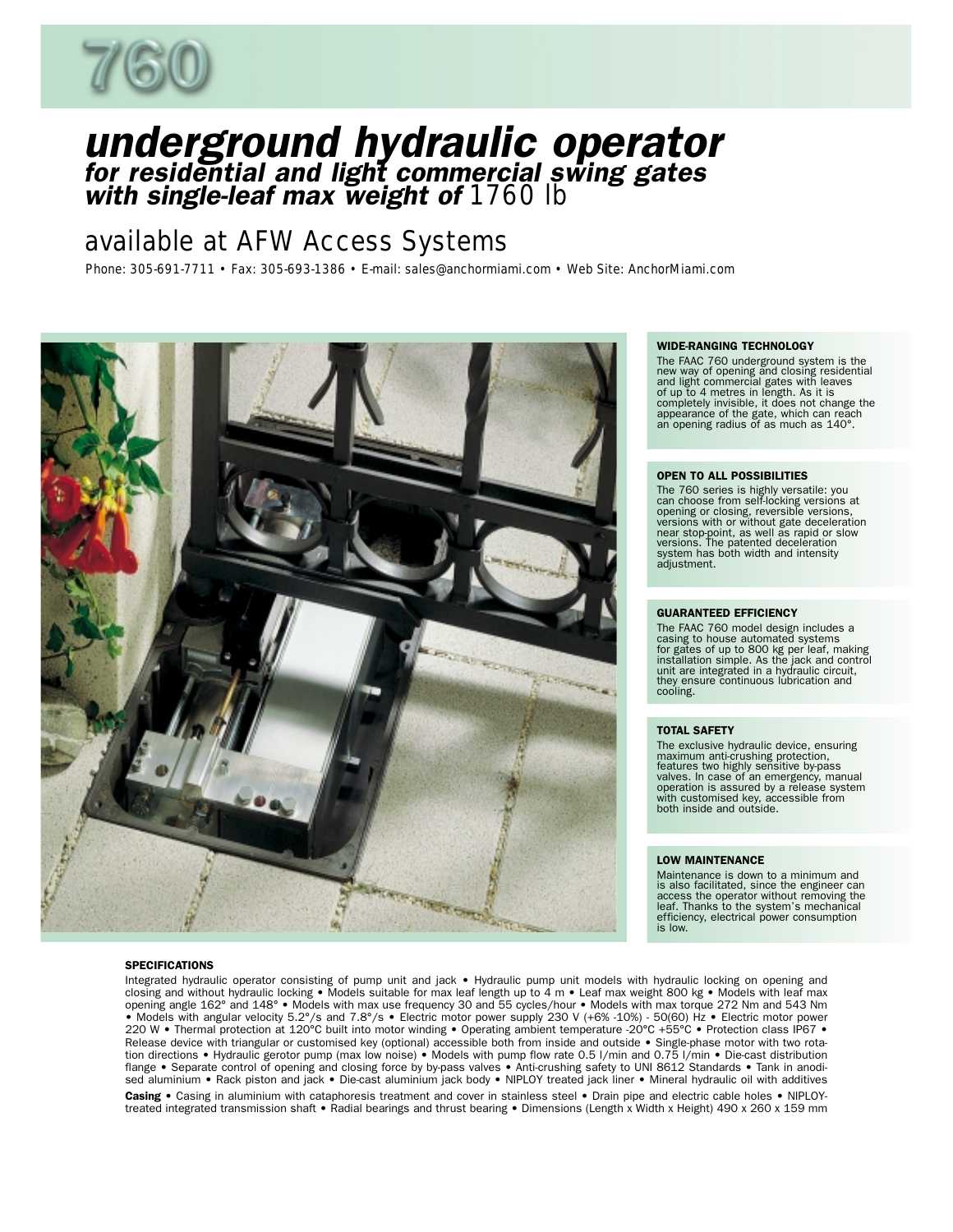# 760

# underground hydraulic operator

## for residential and light commercial swing gates with single-leaf max weight of 1760 lb

## available at AFW Access Systems

Phone: 305-691-7711 • Fax: 305-693-1386 • E-mail: sales@anchormiami.com • Web Site: AnchorMiami.com

### WIDE-RANGING TECHNOLOGY

The FAAC 760 underground system is the new way of opening and closing residential and light commercial gates with leaves of up to 4 metres in length. As it is completely invisible, it does not change the appearance of the gate, which can reach an opening radius of as much as 140°.

### OPEN TO ALL POSSIBILITIES

The 760 series is highly versatile: you can choose from self-locking versions at opening or closing, reversible versions, versions with or without gate deceleration near stop-point, as well as rapid or slow versions. The patented deceleration system has both width and intensity adjustment.

### GUARANTEED EFFICIENCY

The FAAC 760 model design includes a casing to house automated systems for gates of up to 800 kg per leaf, making installation simple. As the jack and control unit are integrated in a hydraulic circuit, they ensure continuous lubrication and cooling.

### TOTAL SAFETY

The exclusive hydraulic device, ensuring maximum anti-crushing protection, features two highly sensitive by-pass valves. In case of an emergency, manual operation is assured by a release system with customised key, accessible from both inside and outside.

### LOW MAINTENANCE

Maintenance is down to a minimum and is also facilitated, since the engineer can access the operator without removing the leaf. Thanks to the system's mechanical efficiency, electrical power consumption is low.

### SPECIFICATIONS

Integrated hydraulic operator consisting of pump unit and jack • Hydraulic pump unit models with hydraulic locking on opening and closing and without hydraulic locking • Models suitable for max leaf length up to 4 m • Leaf max weight 800 kg • Models with leaf max opening angle 162° and 148° • Models with max use frequency 30 and 55 cycles/hour • Models with max torque 272 Nm and 543 Nm • Models with angular velocity 5.2°/s and 7.8°/s • Electric motor power supply 230 V (+6% -10%) - 50(60) Hz • Electric motor power 220 W • Thermal protection at 120°C built into motor winding • Operating ambient temperature -20°C +55°C • Protection class IP67 • Release device with triangular or customised key (optional) accessible both from inside and outside • Single-phase motor with two rotation directions • Hydraulic gerotor pump (max low noise) • Models with pump flow rate 0.5 l/min and 0.75 l/min • Die-cast distribution flange • Separate control of opening and closing force by by-pass valves • Anti-crushing safety to UNI 8612 Standards • Tank in anodised aluminium • Rack piston and jack • Die-cast aluminium jack body • NIPLOY treated jack liner • Mineral hydraulic oil with additives

**Casing** • Casing in aluminium with cataphoresis treatment and cover in stainless steel • Drain pipe and electric cable holes • NIPLOY-treated integrated transmission shaft • Radial bearings and thrust bearing • Dimensions (Length x Width x Height) 490 x 260 x 159 mm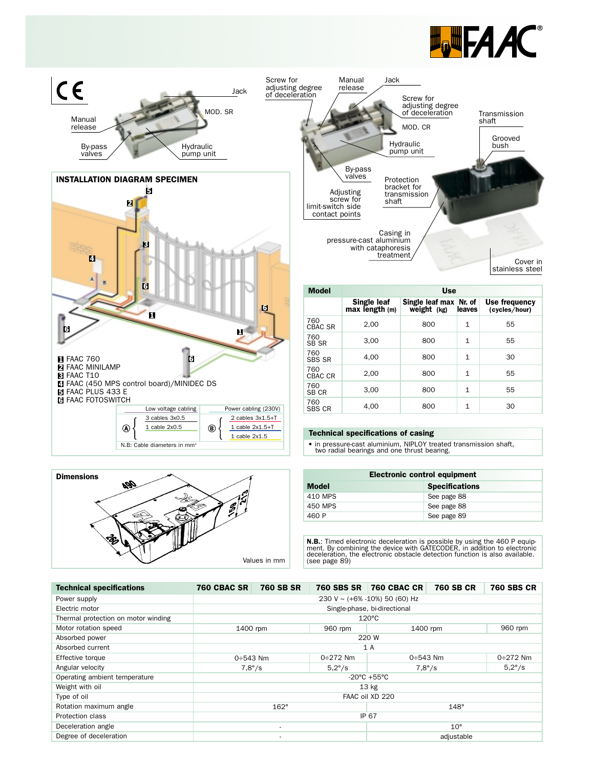Jack

MOD. SR

Manual release

By-pass valves

Hydraulic pump unit

Screw for adjusting degree of deceleration

Manual release

Jack

Screw for adjusting degree of deceleration

Transmission shaft

MOD. CR

Grooved bush

Hydraulic pump unit

By-pass valves

Protection bracket for transmission shaft

Adjusting screw for limit-switch side contact points

Casing in pressure-cast aluminium with cataphoresis treatment

Cover in stainless steel

## INSTALLATION DIAGRAM SPECIMEN

1 FAAC 760
2 FAAC MINILAMP
3 FAAC T10
4 FAAC (450 MPS control board)/MINIDEC DS
5 FAAC PLUS 433 E
6 FAAC FOTOSWITCH

| | Low voltage cabling | | Power cabling (230V) |
|---|---|---|---|
| A | 3 cables 3x0.5 | B | 2 cables 3x1.5+T |
| | 1 cable 2x0.5 | | 1 cable 2x1.5+T |
| | | | 1 cable 2x1.5 |

N.B: Cable diameters in mm²

| Model | Use | | | |
|---|---|---|---|---|
| | Single leaf max length (m) | Single leaf max weight (kg) | Nr. of leaves | Use frequency (cycles/hour) |
| 760 CBAC SR | 2,00 | 800 | 1 | 55 |
| 760 SB SR | 3,00 | 800 | 1 | 55 |
| 760 SBS SR | 4,00 | 800 | 1 | 30 |
| 760 CBAC CR | 2,00 | 800 | 1 | 55 |
| 760 SB CR | 3,00 | 800 | 1 | 55 |
| 760 SBS CR | 4,00 | 800 | 1 | 30 |

### Technical specifications of casing

- in pressure-cast aluminium, NIPLOY treated transmission shaft, two radial bearings and one thrust bearing.

### Dimensions

490

260

159

213

Values in mm

| Electronic control equipment | |
|---|---|
| **Model** | **Specifications** |
| 410 MPS | See page 88 |
| 450 MPS | See page 88 |
| 460 P | See page 89 |

**N.B.**: Timed electronic deceleration is possible by using the 460 P equipment. By combining the device with GATECODER, in addition to electronic deceleration, the electronic obstacle detection function is also available. (see page 89)

| Technical specifications | 760 CBAC SR | 760 SB SR | 760 SBS SR | 760 CBAC CR | 760 SB CR | 760 SBS CR |
|---|---|---|---|---|---|---|
| Power supply | 230 V ~ (+6% -10%) 50 (60) Hz | | | | | |
| Electric motor | Single-phase, bi-directional | | | | | |
| Thermal protection on motor winding | 120°C | | | | | |
| Motor rotation speed | 1400 rpm | | 960 rpm | 1400 rpm | | 960 rpm |
| Absorbed power | 220 W | | | | | |
| Absorbed current | 1 A | | | | | |
| Effective torque | 0÷543 Nm | | 0÷272 Nm | 0÷543 Nm | | 0÷272 Nm |
| Angular velocity | 7,8°/s | | 5,2°/s | 7,8°/s | | 5,2°/s |
| Operating ambient temperature | -20°C +55°C | | | | | |
| Weight with oil | 13 kg | | | | | |
| Type of oil | FAAC oil XD 220 | | | | | |
| Rotation maximum angle | 162° | | | 148° | | |
| Protection class | IP 67 | | | | | |
| Deceleration angle | - | | | 10° | | |
| Degree of deceleration | - | | | adjustable | | |